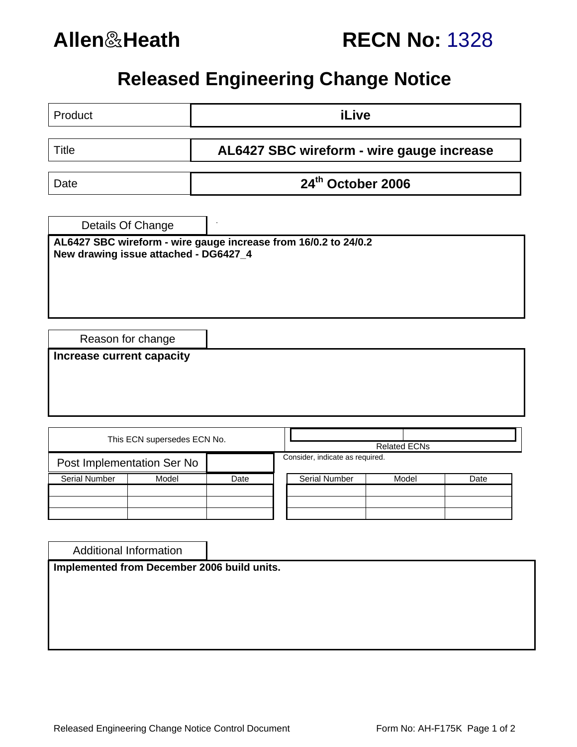# Allen&Heath

# RECN No: 1328

## Released Engineering Change Notice

| | |
|---|---|
| Product | **iLive** |
| Title | **AL6427 SBC wireform - wire gauge increase** |
| Date | **24th October 2006** |

### Details Of Change

**AL6427 SBC wireform - wire gauge increase from 16/0.2 to 24/0.2**
**New drawing issue attached - DG6427_4**

### Reason for change

**Increase current capacity**

| This ECN supersedes ECN No. | |
|---|---|
| | |

Related ECNs

Consider, indicate as required.

| | |
|---|---|
| | |

### Post Implementation Ser No

| Serial Number | Model | Date |
|---|---|---|
| | | |
| | | |
| | | |

| Serial Number | Model | Date |
|---|---|---|
| | | |
| | | |
| | | |

### Additional Information

**Implemented from December 2006 build units.**

Released Engineering Change Notice Control Document

Form No: AH-F175K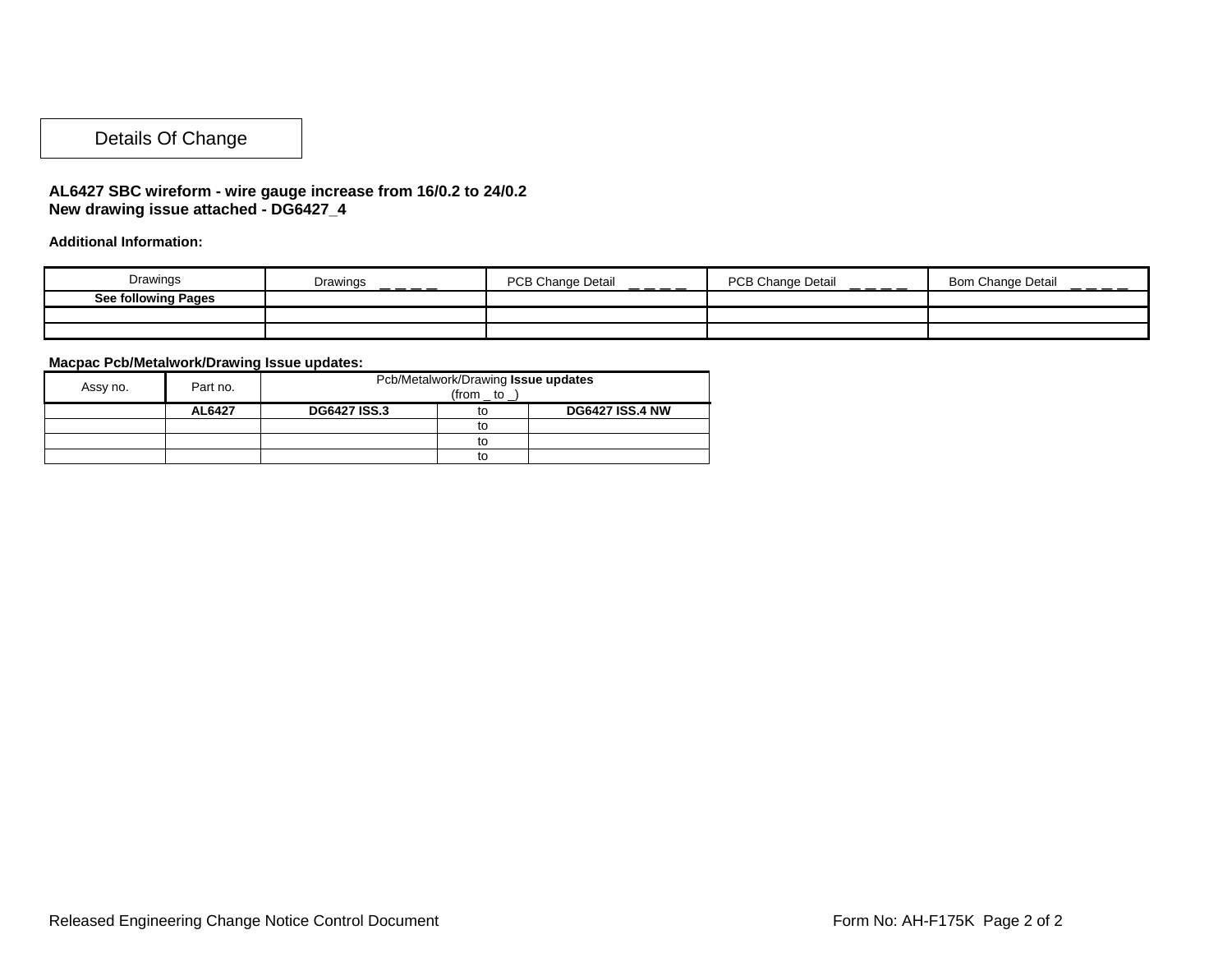## Details Of Change

**AL6427 SBC wireform - wire gauge increase from 16/0.2 to 24/0.2**
**New drawing issue attached - DG6427_4**

**Additional Information:**

| Drawings | Drawings _ _ _ _ | PCB Change Detail _ _ _ _ | PCB Change Detail _ _ _ _ | Bom Change Detail _ _ _ _ |
|---|---|---|---|---|
| **See following Pages** | | | | |
| | | | | |
| | | | | |

**Macpac Pcb/Metalwork/Drawing Issue updates:**

| Assy no. | Part no. | Pcb/Metalwork/Drawing **Issue updates** (from _ to _) | | |
|---|---|---|---|---|
| | **AL6427** | **DG6427 ISS.3** | to | **DG6427 ISS.4 NW** |
| | | | to | |
| | | | to | |
| | | | to | |

Released Engineering Change Notice Control Document

Form No: AH-F175K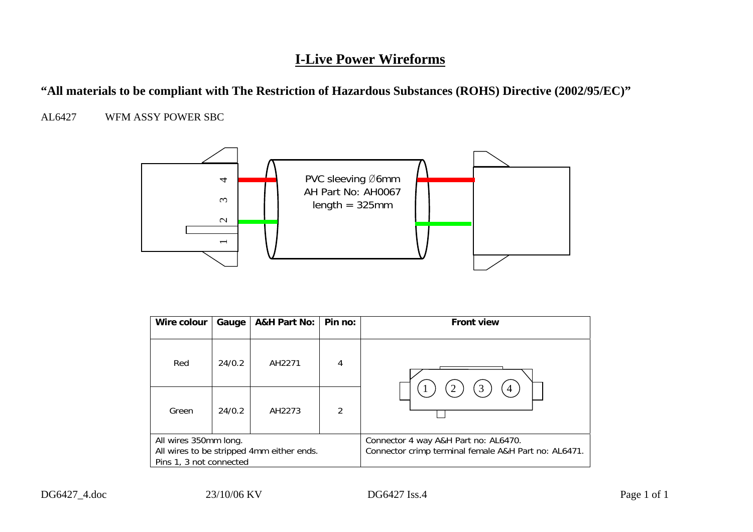# I-Live Power Wireforms

**"All materials to be compliant with The Restriction of Hazardous Substances (ROHS) Directive (2002/95/EC)"**

AL6427 WFM ASSY POWER SBC

4 3 2 1

PVC sleeving Ø6mm
AH Part No: AH0067
length = 325mm

| Wire colour | Gauge | A&H Part No: | Pin no: | Front view |
|---|---|---|---|---|
| Red | 24/0.2 | AH2271 | 4 | 1 2 3 4 |
| Green | 24/0.2 | AH2273 | 2 | |
| All wires 350mm long.<br>All wires to be stripped 4mm either ends.<br>Pins 1, 3 not connected | | | | Connector 4 way A&H Part no: AL6470.<br>Connector crimp terminal female A&H Part no: AL6471. |

DG6427_4.doc 23/10/06 KV DG6427 Iss.4